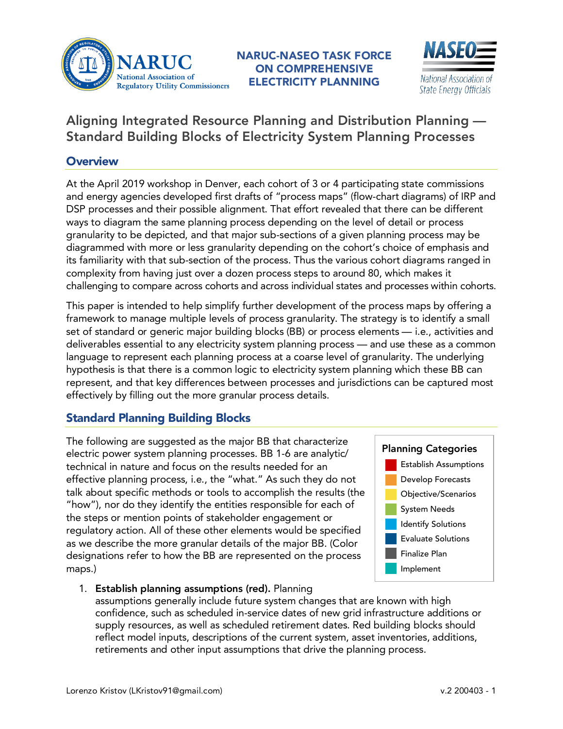NARUC-NASEO TASK FORCE ON COMPREHENSIVE ELECTRICITY PLANNING

# Aligning Integrated Resource Planning and Distribution Planning — Standard Building Blocks of Electricity System Planning Processes

## Overview

At the April 2019 workshop in Denver, each cohort of 3 or 4 participating state commissions and energy agencies developed first drafts of "process maps" (flow-chart diagrams) of IRP and DSP processes and their possible alignment. That effort revealed that there can be different ways to diagram the same planning process depending on the level of detail or process granularity to be depicted, and that major sub-sections of a given planning process may be diagrammed with more or less granularity depending on the cohort's choice of emphasis and its familiarity with that sub-section of the process. Thus the various cohort diagrams ranged in complexity from having just over a dozen process steps to around 80, which makes it challenging to compare across cohorts and across individual states and processes within cohorts.

This paper is intended to help simplify further development of the process maps by offering a framework to manage multiple levels of process granularity. The strategy is to identify a small set of standard or generic major building blocks (BB) or process elements — i.e., activities and deliverables essential to any electricity system planning process — and use these as a common language to represent each planning process at a coarse level of granularity. The underlying hypothesis is that there is a common logic to electricity system planning which these BB can represent, and that key differences between processes and jurisdictions can be captured most effectively by filling out the more granular process details.

## Standard Planning Building Blocks

The following are suggested as the major BB that characterize electric power system planning processes. BB 1-6 are analytic/ technical in nature and focus on the results needed for an effective planning process, i.e., the "what." As such they do not talk about specific methods or tools to accomplish the results (the "how"), nor do they identify the entities responsible for each of the steps or mention points of stakeholder engagement or regulatory action. All of these other elements would be specified as we describe the more granular details of the major BB. (Color designations refer to how the BB are represented on the process maps.)

**Planning Categories**

- Establish Assumptions (red)
- Develop Forecasts (orange)
- Objective/Scenarios (yellow)
- System Needs (green)
- Identify Solutions (light blue)
- Evaluate Solutions (dark blue)
- Finalize Plan (gray)
- Implement (teal)

1. **Establish planning assumptions (red).** Planning assumptions generally include future system changes that are known with high confidence, such as scheduled in-service dates of new grid infrastructure additions or supply resources, as well as scheduled retirement dates. Red building blocks should reflect model inputs, descriptions of the current system, asset inventories, additions, retirements and other input assumptions that drive the planning process.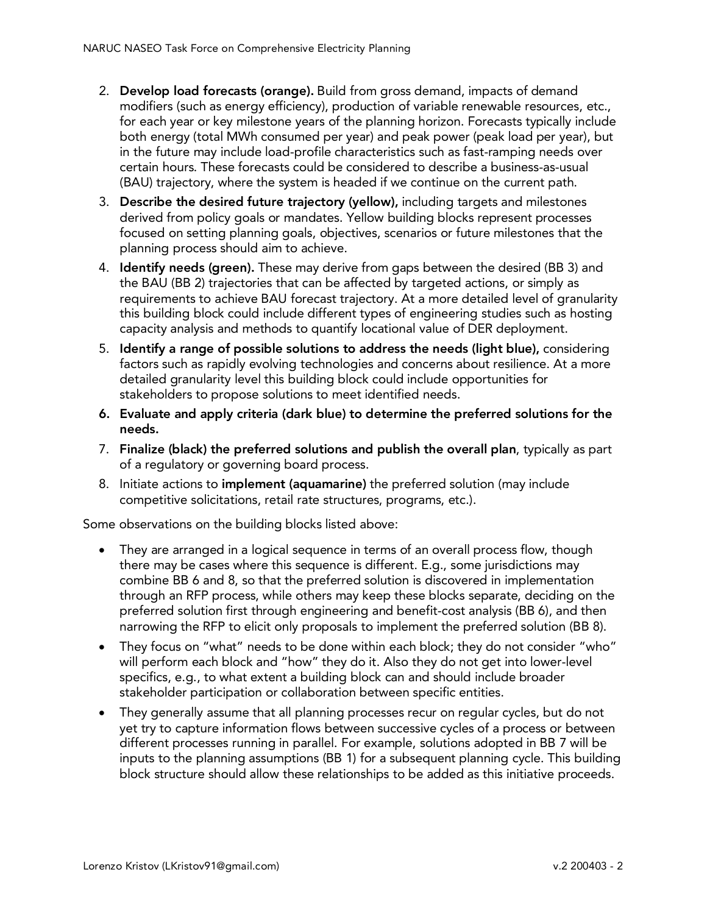2. **Develop load forecasts (orange).** Build from gross demand, impacts of demand modifiers (such as energy efficiency), production of variable renewable resources, etc., for each year or key milestone years of the planning horizon. Forecasts typically include both energy (total MWh consumed per year) and peak power (peak load per year), but in the future may include load-profile characteristics such as fast-ramping needs over certain hours. These forecasts could be considered to describe a business-as-usual (BAU) trajectory, where the system is headed if we continue on the current path.
3. **Describe the desired future trajectory (yellow),** including targets and milestones derived from policy goals or mandates. Yellow building blocks represent processes focused on setting planning goals, objectives, scenarios or future milestones that the planning process should aim to achieve.
4. **Identify needs (green).** These may derive from gaps between the desired (BB 3) and the BAU (BB 2) trajectories that can be affected by targeted actions, or simply as requirements to achieve BAU forecast trajectory. At a more detailed level of granularity this building block could include different types of engineering studies such as hosting capacity analysis and methods to quantify locational value of DER deployment.
5. **Identify a range of possible solutions to address the needs (light blue),** considering factors such as rapidly evolving technologies and concerns about resilience. At a more detailed granularity level this building block could include opportunities for stakeholders to propose solutions to meet identified needs.
6. **Evaluate and apply criteria (dark blue) to determine the preferred solutions for the needs.**
7. **Finalize (black) the preferred solutions and publish the overall plan**, typically as part of a regulatory or governing board process.
8. Initiate actions to **implement (aquamarine)** the preferred solution (may include competitive solicitations, retail rate structures, programs, etc.).

Some observations on the building blocks listed above:

- They are arranged in a logical sequence in terms of an overall process flow, though there may be cases where this sequence is different. E.g., some jurisdictions may combine BB 6 and 8, so that the preferred solution is discovered in implementation through an RFP process, while others may keep these blocks separate, deciding on the preferred solution first through engineering and benefit-cost analysis (BB 6), and then narrowing the RFP to elicit only proposals to implement the preferred solution (BB 8).
- They focus on "what" needs to be done within each block; they do not consider "who" will perform each block and "how" they do it. Also they do not get into lower-level specifics, e.g., to what extent a building block can and should include broader stakeholder participation or collaboration between specific entities.
- They generally assume that all planning processes recur on regular cycles, but do not yet try to capture information flows between successive cycles of a process or between different processes running in parallel. For example, solutions adopted in BB 7 will be inputs to the planning assumptions (BB 1) for a subsequent planning cycle. This building block structure should allow these relationships to be added as this initiative proceeds.